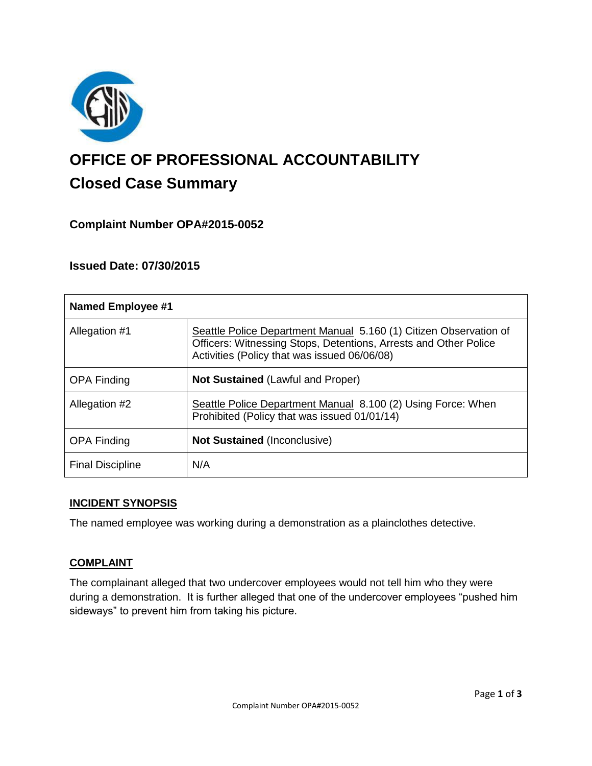# OFFICE OF PROFESSIONAL ACCOUNTABILITY

## Closed Case Summary

### Complaint Number OPA#2015-0052

### Issued Date: 07/30/2015

| Named Employee #1 | |
|---|---|
| Allegation #1 | Seattle Police Department Manual 5.160 (1) Citizen Observation of Officers: Witnessing Stops, Detentions, Arrests and Other Police Activities (Policy that was issued 06/06/08) |
| OPA Finding | **Not Sustained** (Lawful and Proper) |
| Allegation #2 | Seattle Police Department Manual 8.100 (2) Using Force: When Prohibited (Policy that was issued 01/01/14) |
| OPA Finding | **Not Sustained** (Inconclusive) |
| Final Discipline | N/A |

**INCIDENT SYNOPSIS**

The named employee was working during a demonstration as a plainclothes detective.

**COMPLAINT**

The complainant alleged that two undercover employees would not tell him who they were during a demonstration. It is further alleged that one of the undercover employees "pushed him sideways" to prevent him from taking his picture.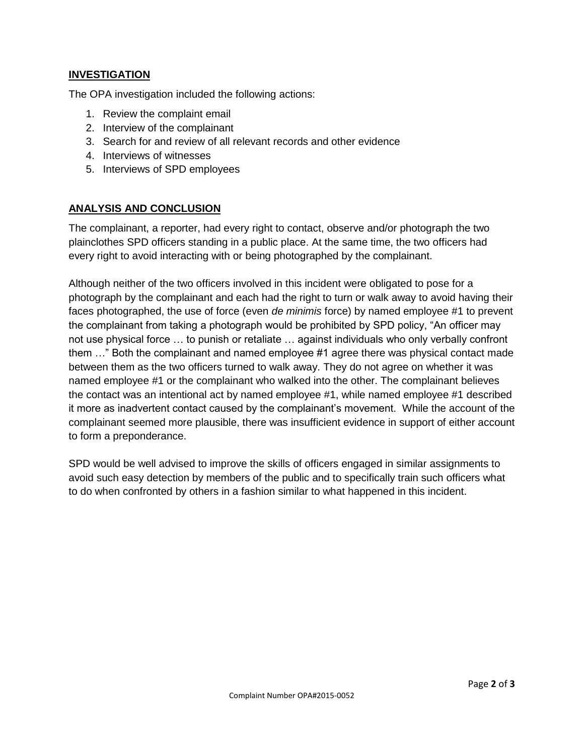## INVESTIGATION

The OPA investigation included the following actions:

1. Review the complaint email
2. Interview of the complainant
3. Search for and review of all relevant records and other evidence
4. Interviews of witnesses
5. Interviews of SPD employees

## ANALYSIS AND CONCLUSION

The complainant, a reporter, had every right to contact, observe and/or photograph the two plainclothes SPD officers standing in a public place. At the same time, the two officers had every right to avoid interacting with or being photographed by the complainant.

Although neither of the two officers involved in this incident were obligated to pose for a photograph by the complainant and each had the right to turn or walk away to avoid having their faces photographed, the use of force (even *de minimis* force) by named employee #1 to prevent the complainant from taking a photograph would be prohibited by SPD policy, "An officer may not use physical force … to punish or retaliate … against individuals who only verbally confront them …" Both the complainant and named employee #1 agree there was physical contact made between them as the two officers turned to walk away. They do not agree on whether it was named employee #1 or the complainant who walked into the other. The complainant believes the contact was an intentional act by named employee #1, while named employee #1 described it more as inadvertent contact caused by the complainant's movement. While the account of the complainant seemed more plausible, there was insufficient evidence in support of either account to form a preponderance.

SPD would be well advised to improve the skills of officers engaged in similar assignments to avoid such easy detection by members of the public and to specifically train such officers what to do when confronted by others in a fashion similar to what happened in this incident.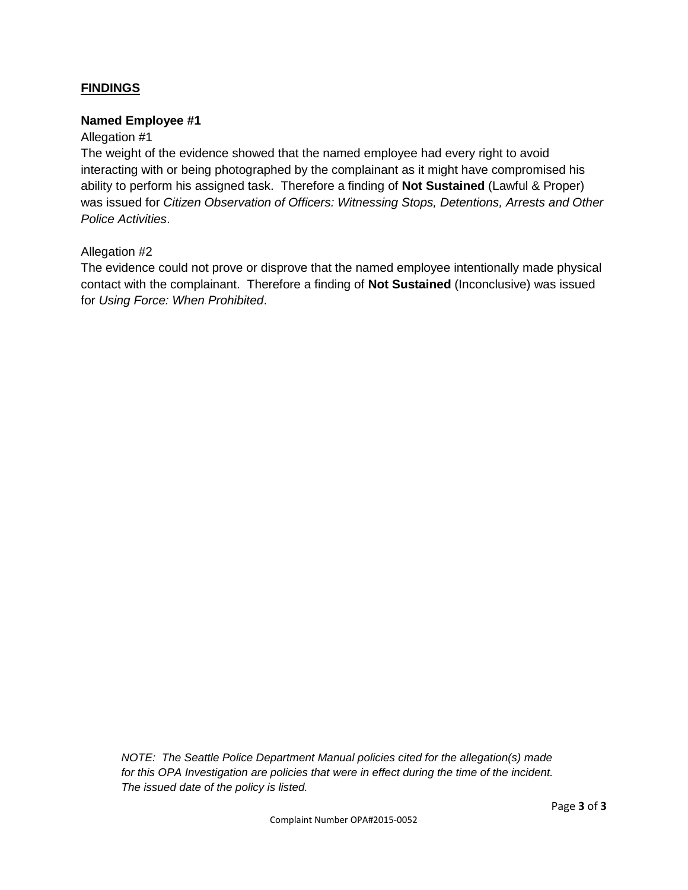## FINDINGS

**Named Employee #1**

Allegation #1

The weight of the evidence showed that the named employee had every right to avoid interacting with or being photographed by the complainant as it might have compromised his ability to perform his assigned task. Therefore a finding of **Not Sustained** (Lawful & Proper) was issued for *Citizen Observation of Officers: Witnessing Stops, Detentions, Arrests and Other Police Activities*.

Allegation #2

The evidence could not prove or disprove that the named employee intentionally made physical contact with the complainant. Therefore a finding of **Not Sustained** (Inconclusive) was issued for *Using Force: When Prohibited*.

*NOTE: The Seattle Police Department Manual policies cited for the allegation(s) made for this OPA Investigation are policies that were in effect during the time of the incident. The issued date of the policy is listed.*

Complaint Number OPA#2015-0052